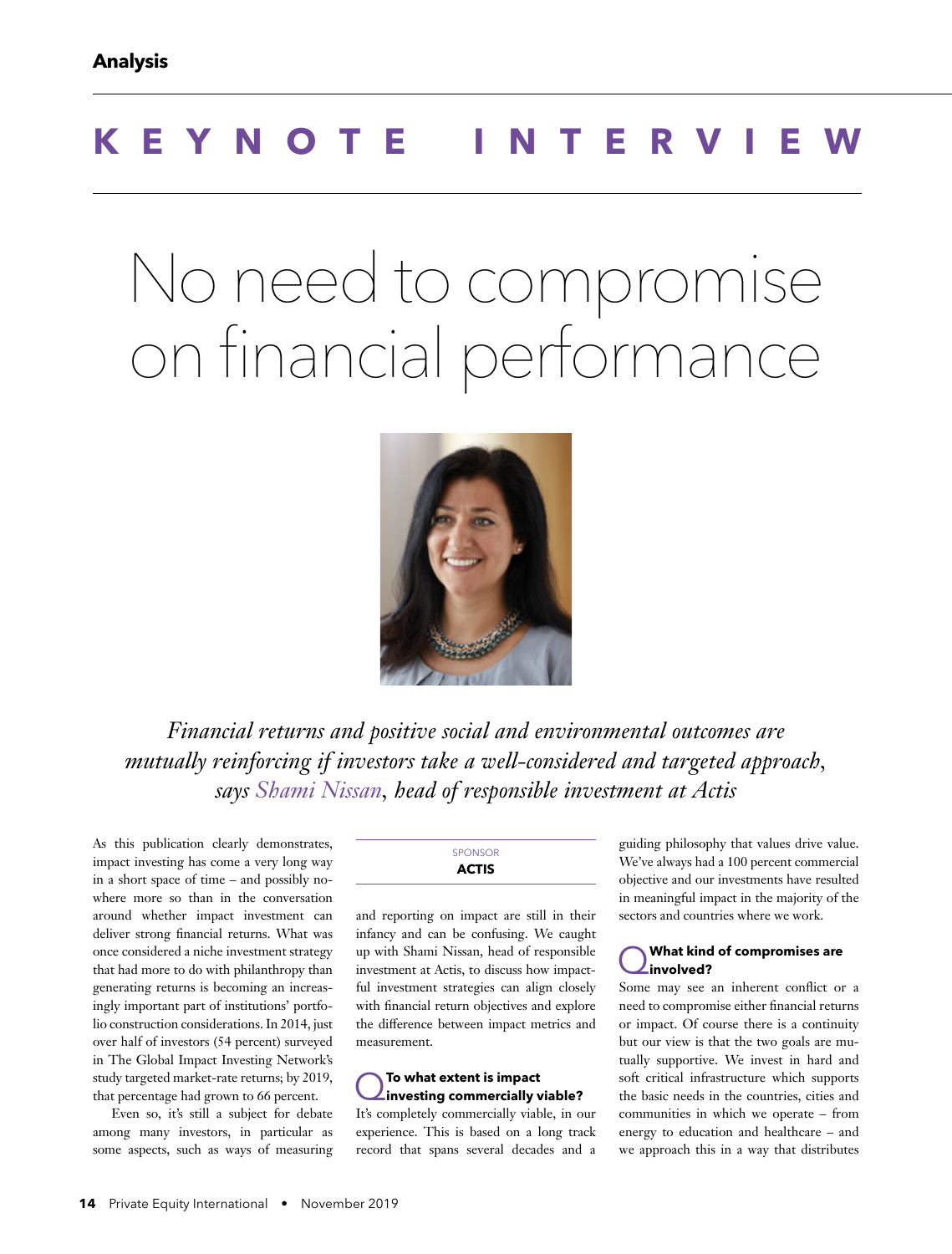Analysis

KEYNOTE INTERVIEW

# No need to compromise on financial performance

*Financial returns and positive social and environmental outcomes are mutually reinforcing if investors take a well-considered and targeted approach, says Shami Nissan, head of responsible investment at Actis*

SPONSOR
**ACTIS**

As this publication clearly demonstrates, impact investing has come a very long way in a short space of time – and possibly nowhere more so than in the conversation around whether impact investment can deliver strong financial returns. What was once considered a niche investment strategy that had more to do with philanthropy than generating returns is becoming an increasingly important part of institutions' portfolio construction considerations. In 2014, just over half of investors (54 percent) surveyed in The Global Impact Investing Network's study targeted market-rate returns; by 2019, that percentage had grown to 66 percent.

Even so, it's still a subject for debate among many investors, in particular as some aspects, such as ways of measuring and reporting on impact are still in their infancy and can be confusing. We caught up with Shami Nissan, head of responsible investment at Actis, to discuss how impactful investment strategies can align closely with financial return objectives and explore the difference between impact metrics and measurement.

**Q To what extent is impact investing commercially viable?**

It's completely commercially viable, in our experience. This is based on a long track record that spans several decades and a guiding philosophy that values drive value. We've always had a 100 percent commercial objective and our investments have resulted in meaningful impact in the majority of the sectors and countries where we work.

**Q What kind of compromises are involved?**

Some may see an inherent conflict or a need to compromise either financial returns or impact. Of course there is a continuity but our view is that the two goals are mutually supportive. We invest in hard and soft critical infrastructure which supports the basic needs in the countries, cities and communities in which we operate – from energy to education and healthcare – and we approach this in a way that distributes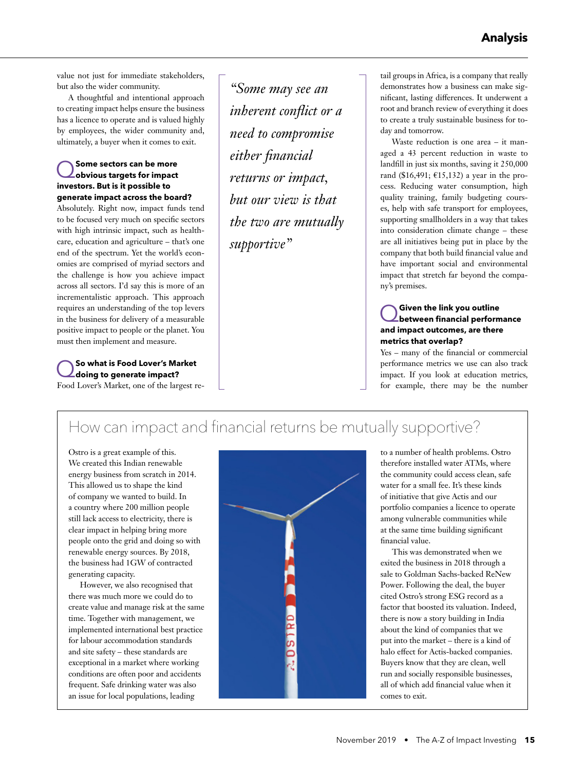value not just for immediate stakeholders, but also the wider community.

A thoughtful and intentional approach to creating impact helps ensure the business has a licence to operate and is valued highly by employees, the wider community and, ultimately, a buyer when it comes to exit.

**Q Some sectors can be more obvious targets for impact investors. But is it possible to generate impact across the board?**

Absolutely. Right now, impact funds tend to be focused very much on specific sectors with high intrinsic impact, such as healthcare, education and agriculture – that's one end of the spectrum. Yet the world's economies are comprised of myriad sectors and the challenge is how you achieve impact across all sectors. I'd say this is more of an incrementalistic approach. This approach requires an understanding of the top levers in the business for delivery of a measurable positive impact to people or the planet. You must then implement and measure.

**Q So what is Food Lover's Market doing to generate impact?**

Food Lover's Market, one of the largest retail groups in Africa, is a company that really demonstrates how a business can make significant, lasting differences. It underwent a root and branch review of everything it does to create a truly sustainable business for today and tomorrow.

Waste reduction is one area – it managed a 43 percent reduction in waste to landfill in just six months, saving it 250,000 rand ($16,491; €15,132) a year in the process. Reducing water consumption, high quality training, family budgeting courses, help with safe transport for employees, supporting smallholders in a way that takes into consideration climate change – these are all initiatives being put in place by the company that both build financial value and have important social and environmental impact that stretch far beyond the company's premises.

> *"Some may see an inherent conflict or a need to compromise either financial returns or impact, but our view is that the two are mutually supportive"*

**Q Given the link you outline between financial performance and impact outcomes, are there metrics that overlap?**

Yes – many of the financial or commercial performance metrics we use can also track impact. If you look at education metrics, for example, there may be the number

## How can impact and financial returns be mutually supportive?

Ostro is a great example of this. We created this Indian renewable energy business from scratch in 2014. This allowed us to shape the kind of company we wanted to build. In a country where 200 million people still lack access to electricity, there is clear impact in helping bring more people onto the grid and doing so with renewable energy sources. By 2018, the business had 1GW of contracted generating capacity.

However, we also recognised that there was much more we could do to create value and manage risk at the same time. Together with management, we implemented international best practice for labour accommodation standards and site safety – these standards are exceptional in a market where working conditions are often poor and accidents frequent. Safe drinking water was also an issue for local populations, leading to a number of health problems. Ostro therefore installed water ATMs, where the community could access clean, safe water for a small fee. It's these kinds of initiative that give Actis and our portfolio companies a licence to operate among vulnerable communities while at the same time building significant financial value.

This was demonstrated when we exited the business in 2018 through a sale to Goldman Sachs-backed ReNew Power. Following the deal, the buyer cited Ostro's strong ESG record as a factor that boosted its valuation. Indeed, there is now a story building in India about the kind of companies that we put into the market – there is a kind of halo effect for Actis-backed companies. Buyers know that they are clean, well run and socially responsible businesses, all of which add financial value when it comes to exit.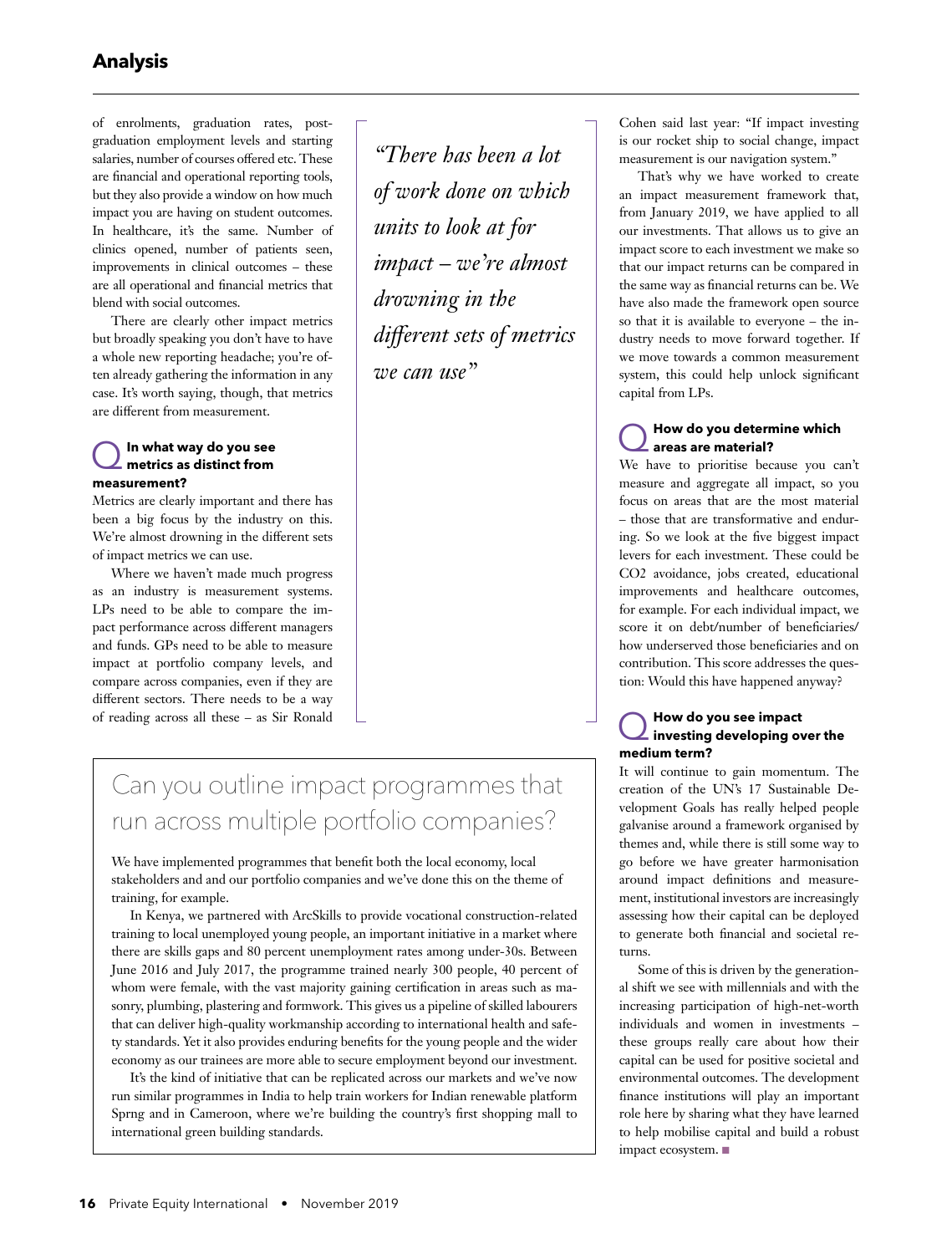of enrolments, graduation rates, post-graduation employment levels and starting salaries, number of courses offered etc. These are financial and operational reporting tools, but they also provide a window on how much impact you are having on student outcomes. In healthcare, it's the same. Number of clinics opened, number of patients seen, improvements in clinical outcomes – these are all operational and financial metrics that blend with social outcomes.

There are clearly other impact metrics but broadly speaking you don't have to have a whole new reporting headache; you're often already gathering the information in any case. It's worth saying, though, that metrics are different from measurement.

### Q In what way do you see metrics as distinct from measurement?

Metrics are clearly important and there has been a big focus by the industry on this. We're almost drowning in the different sets of impact metrics we can use.

Where we haven't made much progress as an industry is measurement systems. LPs need to be able to compare the impact performance across different managers and funds. GPs need to be able to measure impact at portfolio company levels, and compare across companies, even if they are different sectors. There needs to be a way of reading across all these – as Sir Ronald Cohen said last year: "If impact investing is our rocket ship to social change, impact measurement is our navigation system."

> *"There has been a lot of work done on which units to look at for impact – we're almost drowning in the different sets of metrics we can use"*

That's why we have worked to create an impact measurement framework that, from January 2019, we have applied to all our investments. That allows us to give an impact score to each investment we make so that our impact returns can be compared in the same way as financial returns can be. We have also made the framework open source so that it is available to everyone – the industry needs to move forward together. If we move towards a common measurement system, this could help unlock significant capital from LPs.

### Q How do you determine which areas are material?

We have to prioritise because you can't measure and aggregate all impact, so you focus on areas that are the most material – those that are transformative and enduring. So we look at the five biggest impact levers for each investment. These could be CO2 avoidance, jobs created, educational improvements and healthcare outcomes, for example. For each individual impact, we score it on debt/number of beneficiaries/how underserved those beneficiaries and on contribution. This score addresses the question: Would this have happened anyway?

### Q How do you see impact investing developing over the medium term?

It will continue to gain momentum. The creation of the UN's 17 Sustainable Development Goals has really helped people galvanise around a framework organised by themes and, while there is still some way to go before we have greater harmonisation around impact definitions and measurement, institutional investors are increasingly assessing how their capital can be deployed to generate both financial and societal returns.

Some of this is driven by the generational shift we see with millennials and with the increasing participation of high-net-worth individuals and women in investments – these groups really care about how their capital can be used for positive societal and environmental outcomes. The development finance institutions will play an important role here by sharing what they have learned to help mobilise capital and build a robust impact ecosystem. ■

## Can you outline impact programmes that run across multiple portfolio companies?

We have implemented programmes that benefit both the local economy, local stakeholders and and our portfolio companies and we've done this on the theme of training, for example.

In Kenya, we partnered with ArcSkills to provide vocational construction-related training to local unemployed young people, an important initiative in a market where there are skills gaps and 80 percent unemployment rates among under-30s. Between June 2016 and July 2017, the programme trained nearly 300 people, 40 percent of whom were female, with the vast majority gaining certification in areas such as masonry, plumbing, plastering and formwork. This gives us a pipeline of skilled labourers that can deliver high-quality workmanship according to international health and safety standards. Yet it also provides enduring benefits for the young people and the wider economy as our trainees are more able to secure employment beyond our investment.

It's the kind of initiative that can be replicated across our markets and we've now run similar programmes in India to help train workers for Indian renewable platform Sprng and in Cameroon, where we're building the country's first shopping mall to international green building standards.